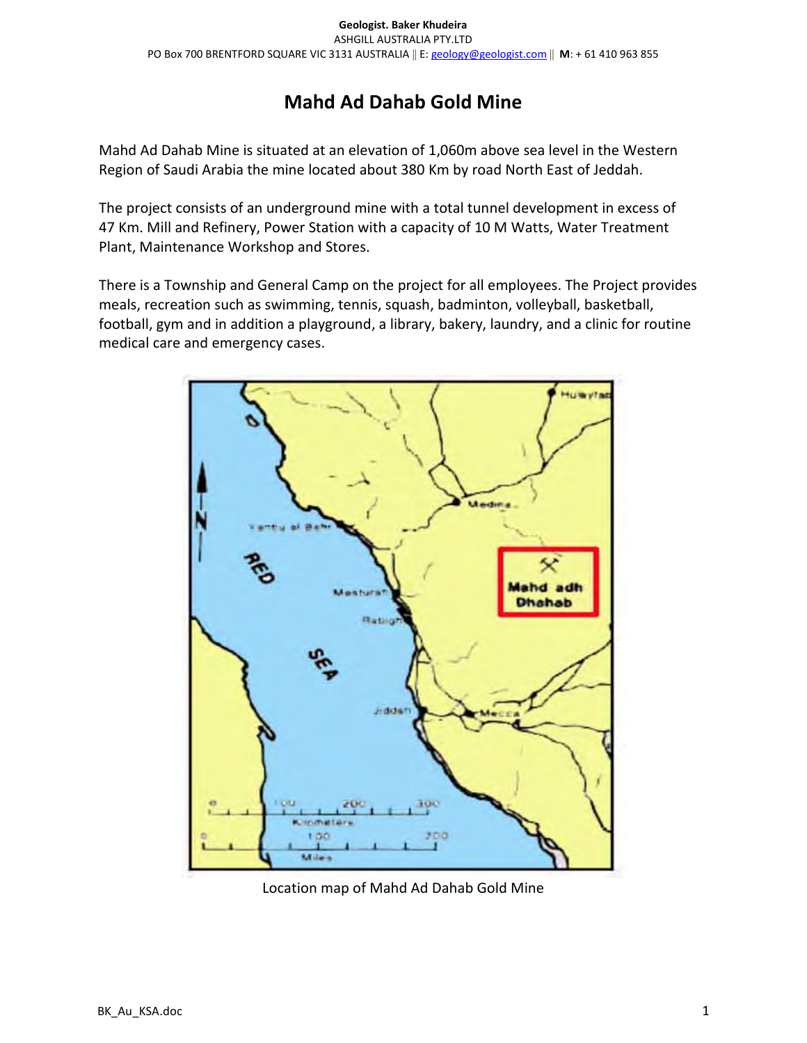Geologist. Baker Khudeira
ASHGILL AUSTRALIA PTY.LTD
PO Box 700 BRENTFORD SQUARE VIC 3131 AUSTRALIA || E: geology@geologist.com || **M**: + 61 410 963 855

# Mahd Ad Dahab Gold Mine

Mahd Ad Dahab Mine is situated at an elevation of 1,060m above sea level in the Western Region of Saudi Arabia the mine located about 380 Km by road North East of Jeddah.

The project consists of an underground mine with a total tunnel development in excess of 47 Km. Mill and Refinery, Power Station with a capacity of 10 M Watts, Water Treatment Plant, Maintenance Workshop and Stores.

There is a Township and General Camp on the project for all employees. The Project provides meals, recreation such as swimming, tennis, squash, badminton, volleyball, basketball, football, gym and in addition a playground, a library, bakery, laundry, and a clinic for routine medical care and emergency cases.

Location map of Mahd Ad Dahab Gold Mine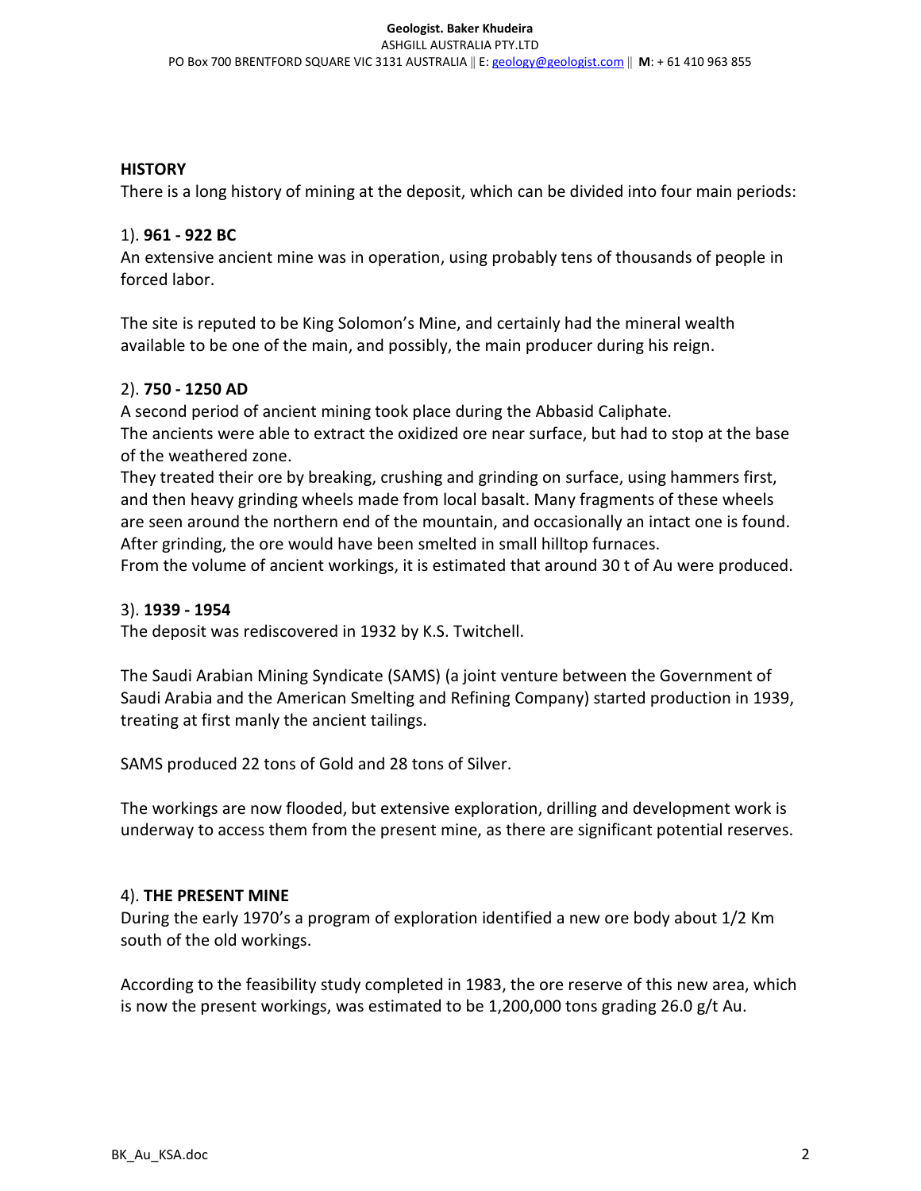## HISTORY

There is a long history of mining at the deposit, which can be divided into four main periods:

1). **961 - 922 BC**

An extensive ancient mine was in operation, using probably tens of thousands of people in forced labor.

The site is reputed to be King Solomon's Mine, and certainly had the mineral wealth available to be one of the main, and possibly, the main producer during his reign.

2). **750 - 1250 AD**

A second period of ancient mining took place during the Abbasid Caliphate.
The ancients were able to extract the oxidized ore near surface, but had to stop at the base of the weathered zone.
They treated their ore by breaking, crushing and grinding on surface, using hammers first, and then heavy grinding wheels made from local basalt. Many fragments of these wheels are seen around the northern end of the mountain, and occasionally an intact one is found.
After grinding, the ore would have been smelted in small hilltop furnaces.
From the volume of ancient workings, it is estimated that around 30 t of Au were produced.

3). **1939 - 1954**

The deposit was rediscovered in 1932 by K.S. Twitchell.

The Saudi Arabian Mining Syndicate (SAMS) (a joint venture between the Government of Saudi Arabia and the American Smelting and Refining Company) started production in 1939, treating at first manly the ancient tailings.

SAMS produced 22 tons of Gold and 28 tons of Silver.

The workings are now flooded, but extensive exploration, drilling and development work is underway to access them from the present mine, as there are significant potential reserves.

4). **THE PRESENT MINE**

During the early 1970's a program of exploration identified a new ore body about 1/2 Km south of the old workings.

According to the feasibility study completed in 1983, the ore reserve of this new area, which is now the present workings, was estimated to be 1,200,000 tons grading 26.0 g/t Au.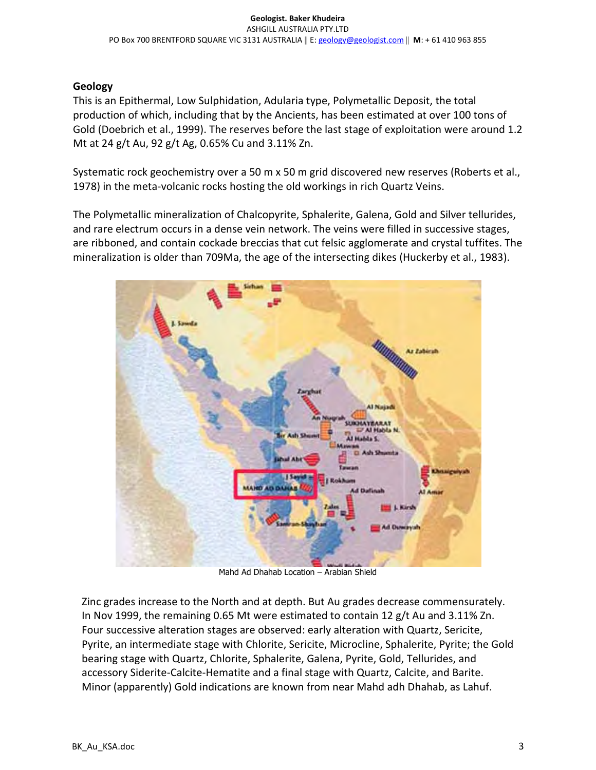## Geology

This is an Epithermal, Low Sulphidation, Adularia type, Polymetallic Deposit, the total production of which, including that by the Ancients, has been estimated at over 100 tons of Gold (Doebrich et al., 1999). The reserves before the last stage of exploitation were around 1.2 Mt at 24 g/t Au, 92 g/t Ag, 0.65% Cu and 3.11% Zn.

Systematic rock geochemistry over a 50 m x 50 m grid discovered new reserves (Roberts et al., 1978) in the meta-volcanic rocks hosting the old workings in rich Quartz Veins.

The Polymetallic mineralization of Chalcopyrite, Sphalerite, Galena, Gold and Silver tellurides, and rare electrum occurs in a dense vein network. The veins were filled in successive stages, are ribboned, and contain cockade breccias that cut felsic agglomerate and crystal tuffites. The mineralization is older than 709Ma, the age of the intersecting dikes (Huckerby et al., 1983).

Mahd Ad Dhahab Location – Arabian Shield

Zinc grades increase to the North and at depth. But Au grades decrease commensurately. In Nov 1999, the remaining 0.65 Mt were estimated to contain 12 g/t Au and 3.11% Zn. Four successive alteration stages are observed: early alteration with Quartz, Sericite, Pyrite, an intermediate stage with Chlorite, Sericite, Microcline, Sphalerite, Pyrite; the Gold bearing stage with Quartz, Chlorite, Sphalerite, Galena, Pyrite, Gold, Tellurides, and accessory Siderite-Calcite-Hematite and a final stage with Quartz, Calcite, and Barite. Minor (apparently) Gold indications are known from near Mahd adh Dhahab, as Lahuf.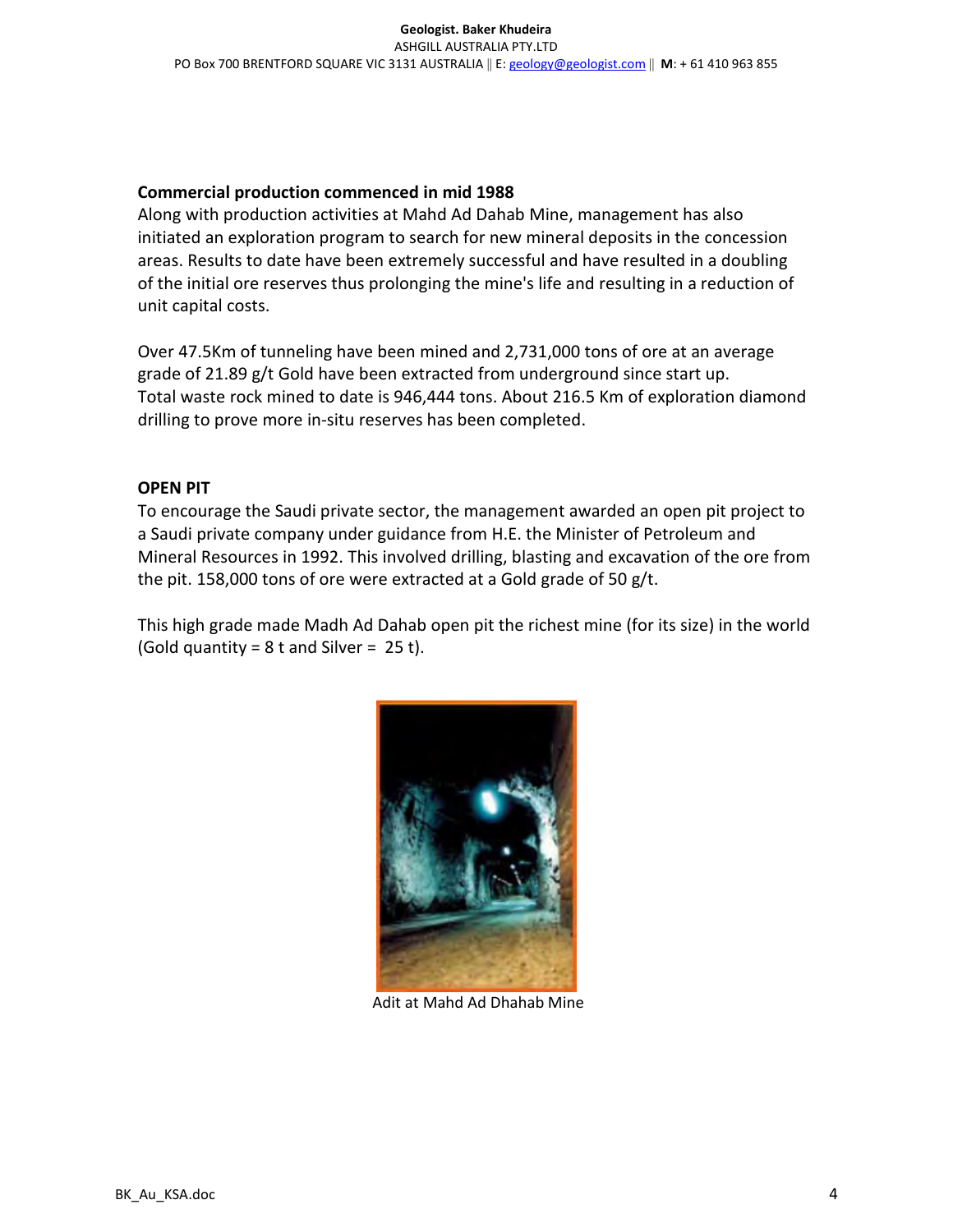**Commercial production commenced in mid 1988**

Along with production activities at Mahd Ad Dahab Mine, management has also initiated an exploration program to search for new mineral deposits in the concession areas. Results to date have been extremely successful and have resulted in a doubling of the initial ore reserves thus prolonging the mine's life and resulting in a reduction of unit capital costs.

Over 47.5Km of tunneling have been mined and 2,731,000 tons of ore at an average grade of 21.89 g/t Gold have been extracted from underground since start up. Total waste rock mined to date is 946,444 tons. About 216.5 Km of exploration diamond drilling to prove more in-situ reserves has been completed.

**OPEN PIT**

To encourage the Saudi private sector, the management awarded an open pit project to a Saudi private company under guidance from H.E. the Minister of Petroleum and Mineral Resources in 1992. This involved drilling, blasting and excavation of the ore from the pit. 158,000 tons of ore were extracted at a Gold grade of 50 g/t.

This high grade made Madh Ad Dahab open pit the richest mine (for its size) in the world (Gold quantity = 8 t and Silver = 25 t).

Adit at Mahd Ad Dhahab Mine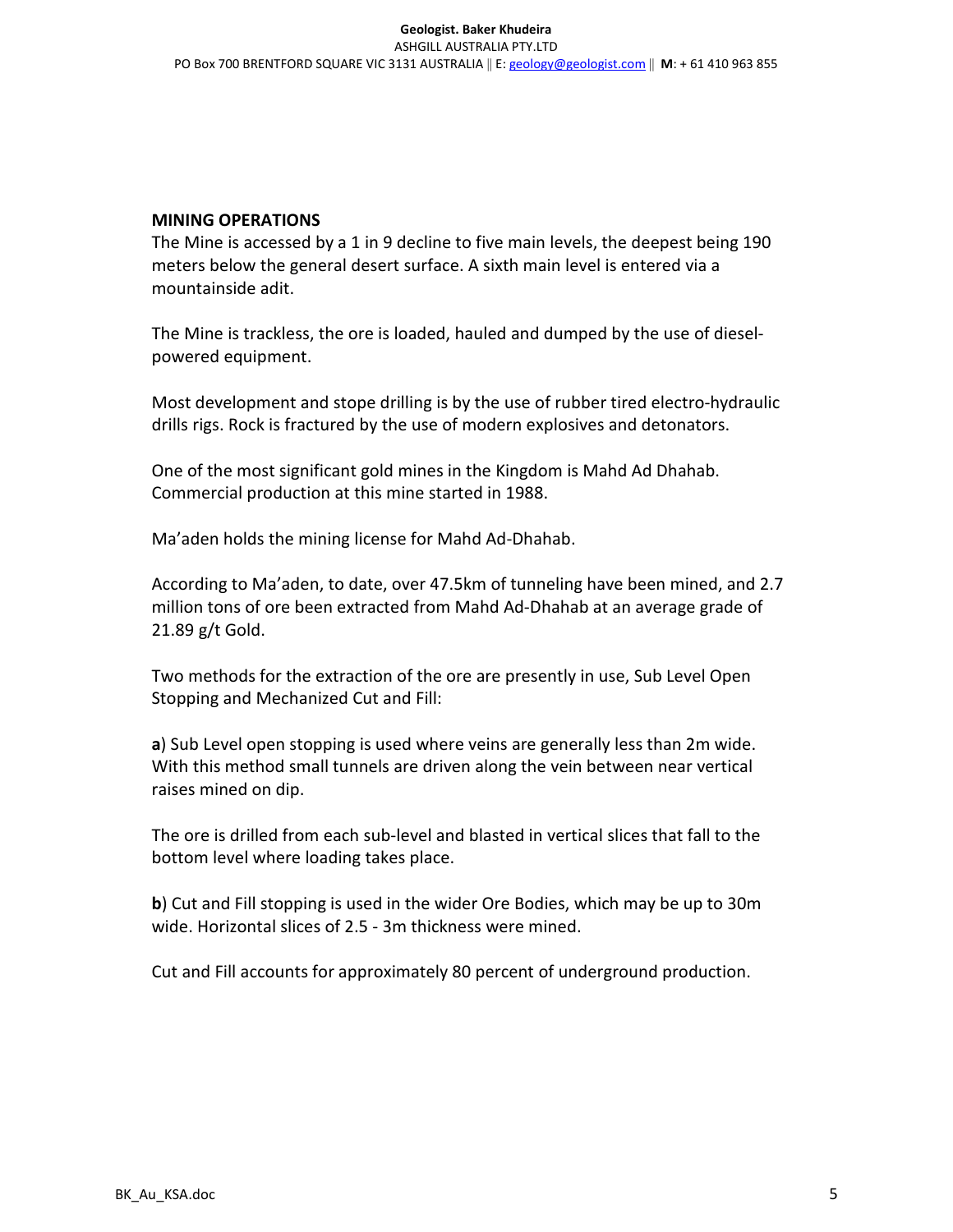## MINING OPERATIONS

The Mine is accessed by a 1 in 9 decline to five main levels, the deepest being 190 meters below the general desert surface. A sixth main level is entered via a mountainside adit.

The Mine is trackless, the ore is loaded, hauled and dumped by the use of diesel-powered equipment.

Most development and stope drilling is by the use of rubber tired electro-hydraulic drills rigs. Rock is fractured by the use of modern explosives and detonators.

One of the most significant gold mines in the Kingdom is Mahd Ad Dhahab. Commercial production at this mine started in 1988.

Ma'aden holds the mining license for Mahd Ad-Dhahab.

According to Ma'aden, to date, over 47.5km of tunneling have been mined, and 2.7 million tons of ore been extracted from Mahd Ad-Dhahab at an average grade of 21.89 g/t Gold.

Two methods for the extraction of the ore are presently in use, Sub Level Open Stopping and Mechanized Cut and Fill:

**a**) Sub Level open stopping is used where veins are generally less than 2m wide. With this method small tunnels are driven along the vein between near vertical raises mined on dip.

The ore is drilled from each sub-level and blasted in vertical slices that fall to the bottom level where loading takes place.

**b**) Cut and Fill stopping is used in the wider Ore Bodies, which may be up to 30m wide. Horizontal slices of 2.5 - 3m thickness were mined.

Cut and Fill accounts for approximately 80 percent of underground production.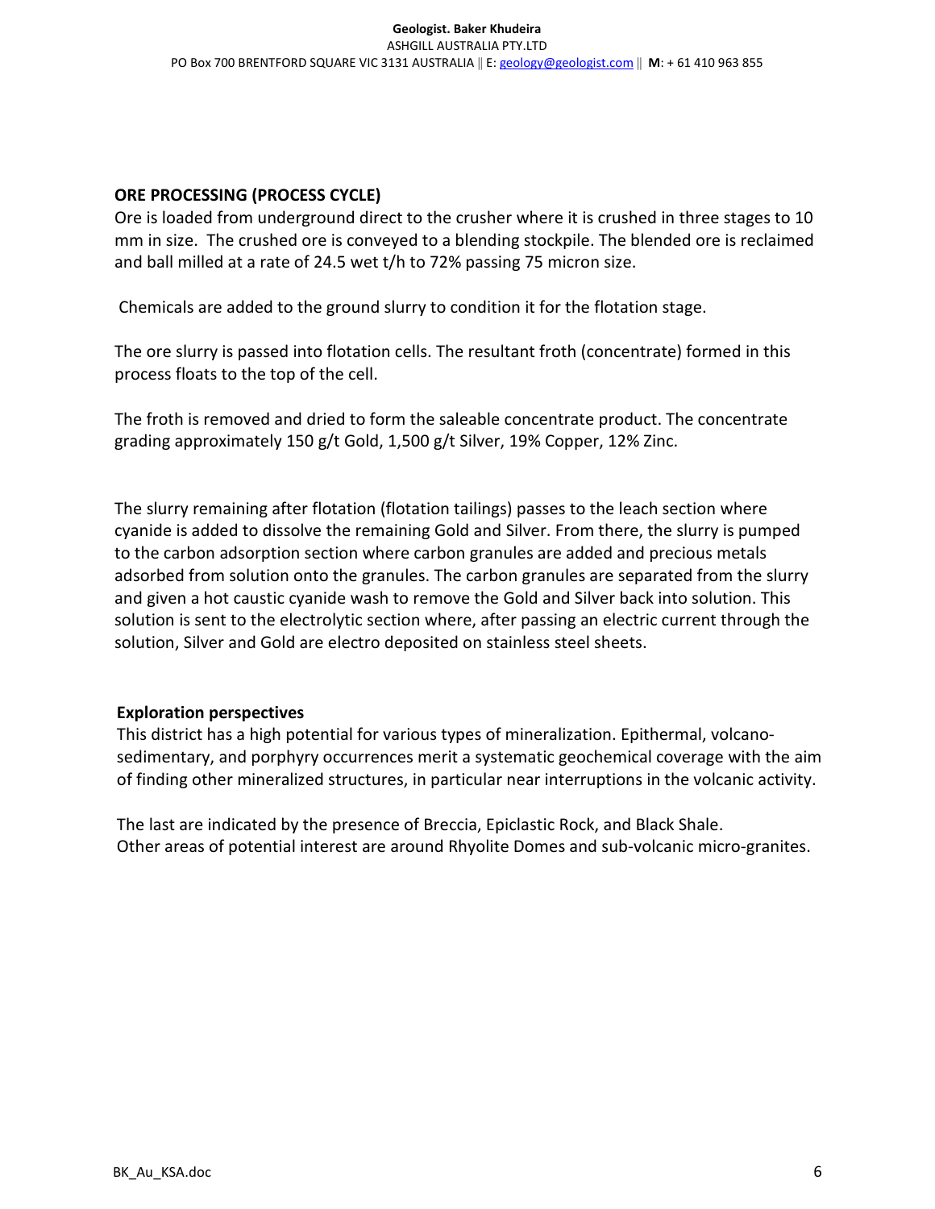## ORE PROCESSING (PROCESS CYCLE)

Ore is loaded from underground direct to the crusher where it is crushed in three stages to 10 mm in size. The crushed ore is conveyed to a blending stockpile. The blended ore is reclaimed and ball milled at a rate of 24.5 wet t/h to 72% passing 75 micron size.

Chemicals are added to the ground slurry to condition it for the flotation stage.

The ore slurry is passed into flotation cells. The resultant froth (concentrate) formed in this process floats to the top of the cell.

The froth is removed and dried to form the saleable concentrate product. The concentrate grading approximately 150 g/t Gold, 1,500 g/t Silver, 19% Copper, 12% Zinc.

The slurry remaining after flotation (flotation tailings) passes to the leach section where cyanide is added to dissolve the remaining Gold and Silver. From there, the slurry is pumped to the carbon adsorption section where carbon granules are added and precious metals adsorbed from solution onto the granules. The carbon granules are separated from the slurry and given a hot caustic cyanide wash to remove the Gold and Silver back into solution. This solution is sent to the electrolytic section where, after passing an electric current through the solution, Silver and Gold are electro deposited on stainless steel sheets.

## Exploration perspectives

This district has a high potential for various types of mineralization. Epithermal, volcano-sedimentary, and porphyry occurrences merit a systematic geochemical coverage with the aim of finding other mineralized structures, in particular near interruptions in the volcanic activity.

The last are indicated by the presence of Breccia, Epiclastic Rock, and Black Shale.
Other areas of potential interest are around Rhyolite Domes and sub-volcanic micro-granites.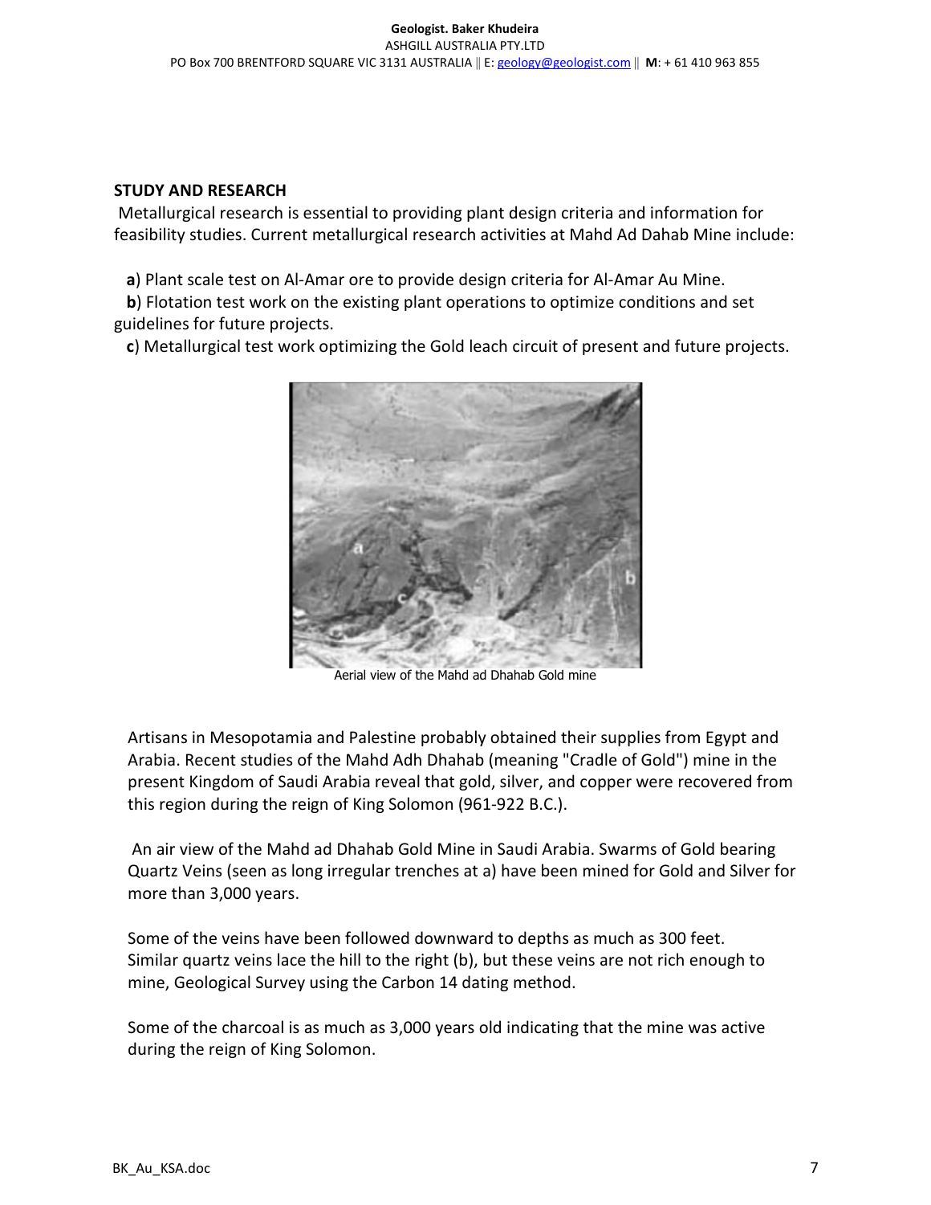## STUDY AND RESEARCH

Metallurgical research is essential to providing plant design criteria and information for feasibility studies. Current metallurgical research activities at Mahd Ad Dahab Mine include:

**a**) Plant scale test on Al-Amar ore to provide design criteria for Al-Amar Au Mine.
**b**) Flotation test work on the existing plant operations to optimize conditions and set guidelines for future projects.
**c**) Metallurgical test work optimizing the Gold leach circuit of present and future projects.

Aerial view of the Mahd ad Dhahab Gold mine

Artisans in Mesopotamia and Palestine probably obtained their supplies from Egypt and Arabia. Recent studies of the Mahd Adh Dhahab (meaning "Cradle of Gold") mine in the present Kingdom of Saudi Arabia reveal that gold, silver, and copper were recovered from this region during the reign of King Solomon (961-922 B.C.).

An air view of the Mahd ad Dhahab Gold Mine in Saudi Arabia. Swarms of Gold bearing Quartz Veins (seen as long irregular trenches at a) have been mined for Gold and Silver for more than 3,000 years.

Some of the veins have been followed downward to depths as much as 300 feet. Similar quartz veins lace the hill to the right (b), but these veins are not rich enough to mine, Geological Survey using the Carbon 14 dating method.

Some of the charcoal is as much as 3,000 years old indicating that the mine was active during the reign of King Solomon.